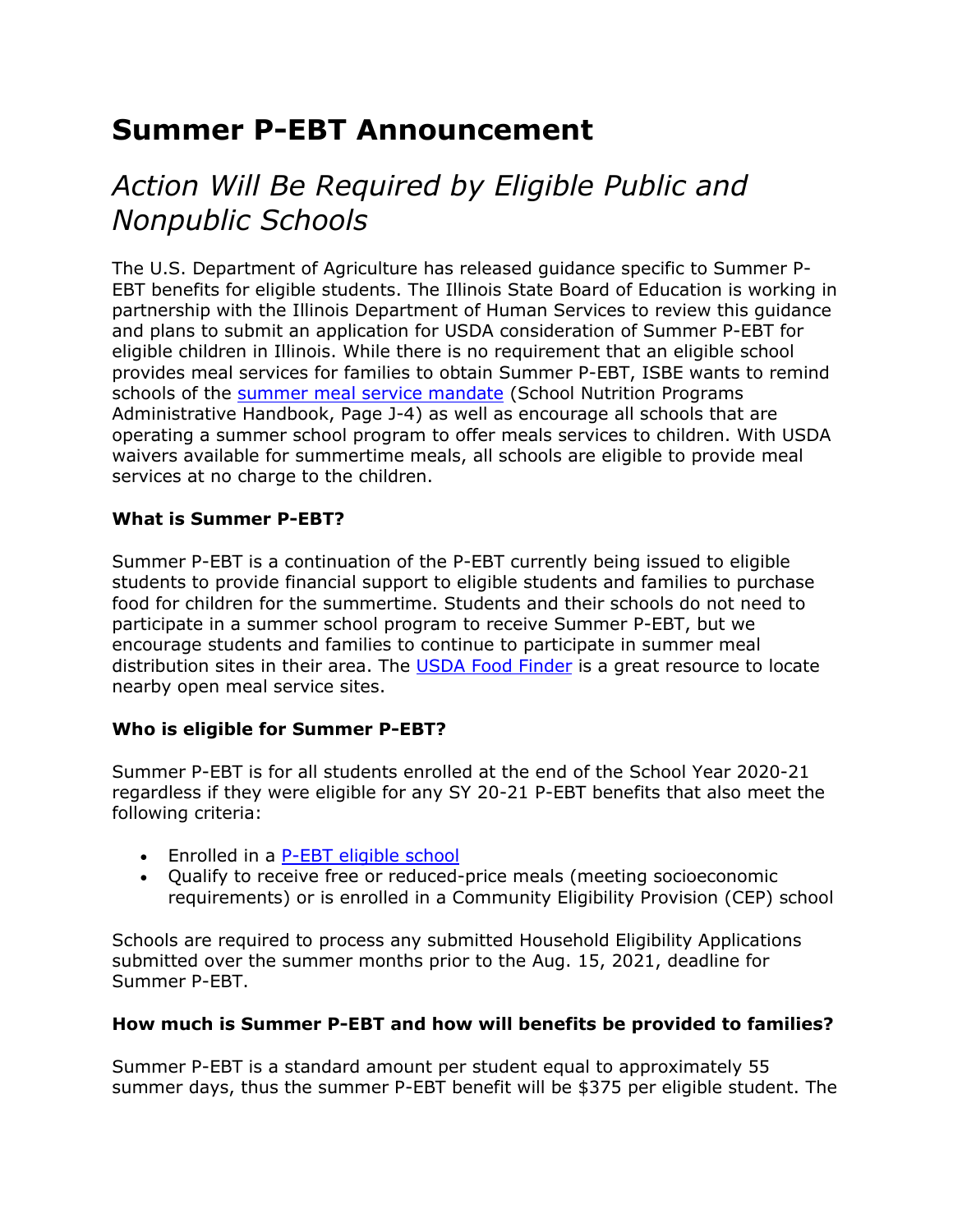# Summer P-EBT Announcement

## *Action Will Be Required by Eligible Public and Nonpublic Schools*

The U.S. Department of Agriculture has released guidance specific to Summer P-EBT benefits for eligible students. The Illinois State Board of Education is working in partnership with the Illinois Department of Human Services to review this guidance and plans to submit an application for USDA consideration of Summer P-EBT for eligible children in Illinois. While there is no requirement that an eligible school provides meal services for families to obtain Summer P-EBT, ISBE wants to remind schools of the [summer meal service mandate]() (School Nutrition Programs Administrative Handbook, Page J-4) as well as encourage all schools that are operating a summer school program to offer meals services to children. With USDA waivers available for summertime meals, all schools are eligible to provide meal services at no charge to the children.

**What is Summer P-EBT?**

Summer P-EBT is a continuation of the P-EBT currently being issued to eligible students to provide financial support to eligible students and families to purchase food for children for the summertime. Students and their schools do not need to participate in a summer school program to receive Summer P-EBT, but we encourage students and families to continue to participate in summer meal distribution sites in their area. The [USDA Food Finder]() is a great resource to locate nearby open meal service sites.

**Who is eligible for Summer P-EBT?**

Summer P-EBT is for all students enrolled at the end of the School Year 2020-21 regardless if they were eligible for any SY 20-21 P-EBT benefits that also meet the following criteria:

- Enrolled in a [P-EBT eligible school]()
- Qualify to receive free or reduced-price meals (meeting socioeconomic requirements) or is enrolled in a Community Eligibility Provision (CEP) school

Schools are required to process any submitted Household Eligibility Applications submitted over the summer months prior to the Aug. 15, 2021, deadline for Summer P-EBT.

**How much is Summer P-EBT and how will benefits be provided to families?**

Summer P-EBT is a standard amount per student equal to approximately 55 summer days, thus the summer P-EBT benefit will be $375 per eligible student. The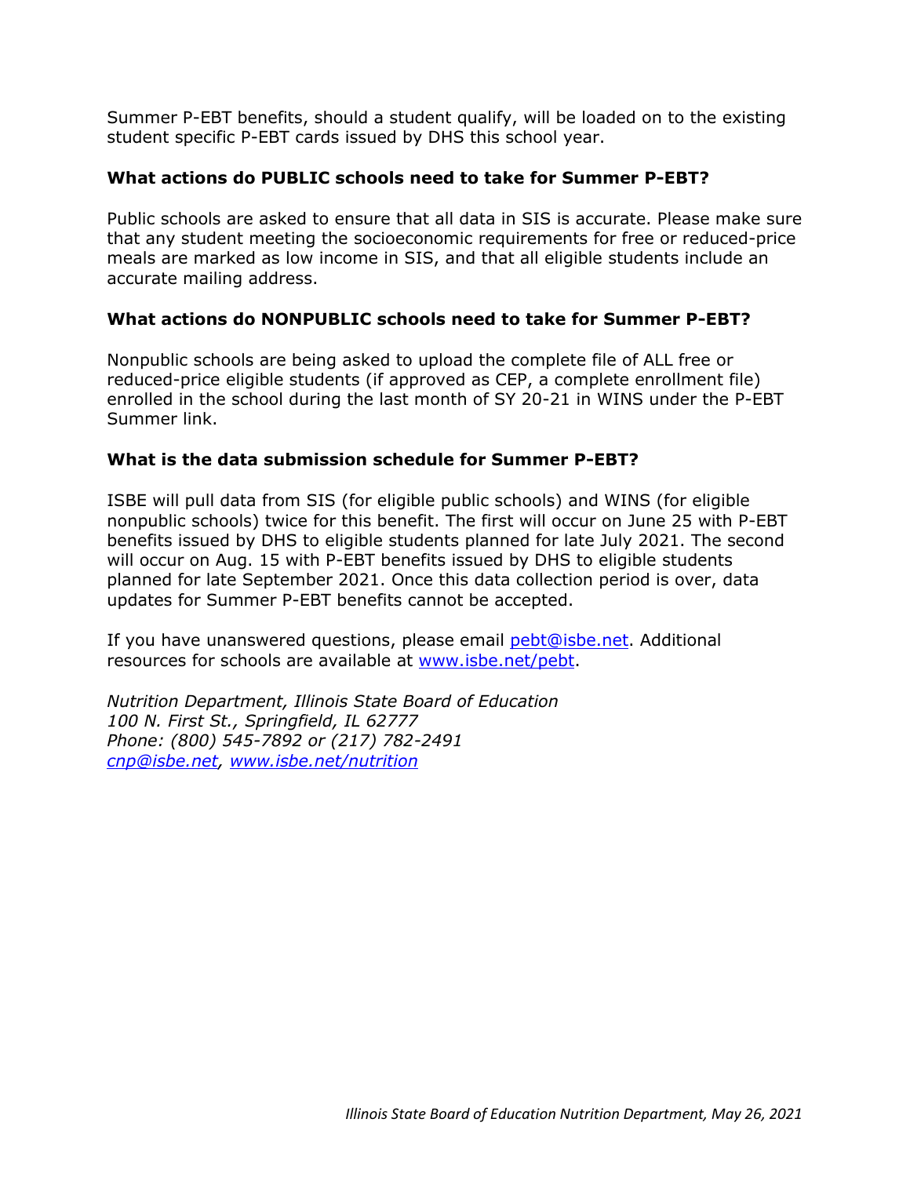Summer P-EBT benefits, should a student qualify, will be loaded on to the existing student specific P-EBT cards issued by DHS this school year.

### What actions do PUBLIC schools need to take for Summer P-EBT?

Public schools are asked to ensure that all data in SIS is accurate. Please make sure that any student meeting the socioeconomic requirements for free or reduced-price meals are marked as low income in SIS, and that all eligible students include an accurate mailing address.

### What actions do NONPUBLIC schools need to take for Summer P-EBT?

Nonpublic schools are being asked to upload the complete file of ALL free or reduced-price eligible students (if approved as CEP, a complete enrollment file) enrolled in the school during the last month of SY 20-21 in WINS under the P-EBT Summer link.

### What is the data submission schedule for Summer P-EBT?

ISBE will pull data from SIS (for eligible public schools) and WINS (for eligible nonpublic schools) twice for this benefit. The first will occur on June 25 with P-EBT benefits issued by DHS to eligible students planned for late July 2021. The second will occur on Aug. 15 with P-EBT benefits issued by DHS to eligible students planned for late September 2021. Once this data collection period is over, data updates for Summer P-EBT benefits cannot be accepted.

If you have unanswered questions, please email [pebt@isbe.net](mailto:pebt@isbe.net). Additional resources for schools are available at [www.isbe.net/pebt](http://www.isbe.net/pebt).

*Nutrition Department, Illinois State Board of Education*
*100 N. First St., Springfield, IL 62777*
*Phone: (800) 545-7892 or (217) 782-2491*
*[cnp@isbe.net](mailto:cnp@isbe.net), [www.isbe.net/nutrition](http://www.isbe.net/nutrition)*

*Illinois State Board of Education Nutrition Department, May 26, 2021*